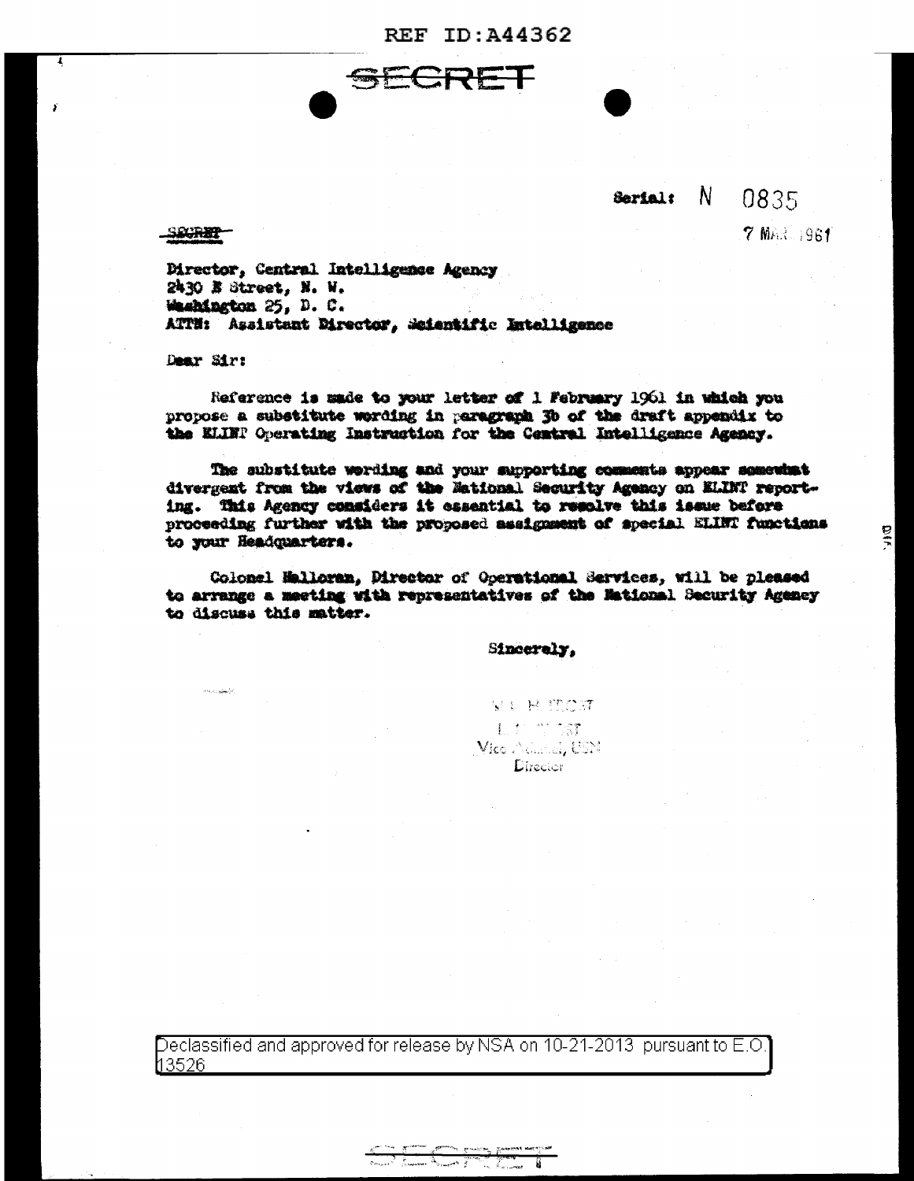REF ID:A44362

SECRET

Serial: N 0835

7 MAR 1961

SECRET

Director, Central Intelligence Agency
2430 E Street, N. W.
Washington 25, D. C.
ATTN: Assistant Director, Scientific Intelligence

Dear Sir:

Reference is made to your letter of 1 February 1961 in which you propose a substitute wording in paragraph 3b of the draft appendix to the ELINT Operating Instruction for the Central Intelligence Agency.

The substitute wording and your supporting comments appear somewhat divergent from the views of the National Security Agency on ELINT reporting. This Agency considers it essential to resolve this issue before proceeding further with the proposed assignment of special ELINT functions to your Headquarters.

Colonel Halloran, Director of Operational Services, will be pleased to arrange a meeting with representatives of the National Security Agency to discuss this matter.

Sincerely,

L. H. FROST
Vice Admiral, USN
Director

Declassified and approved for release by NSA on 10-21-2013 pursuant to E.O. 13526

SECRET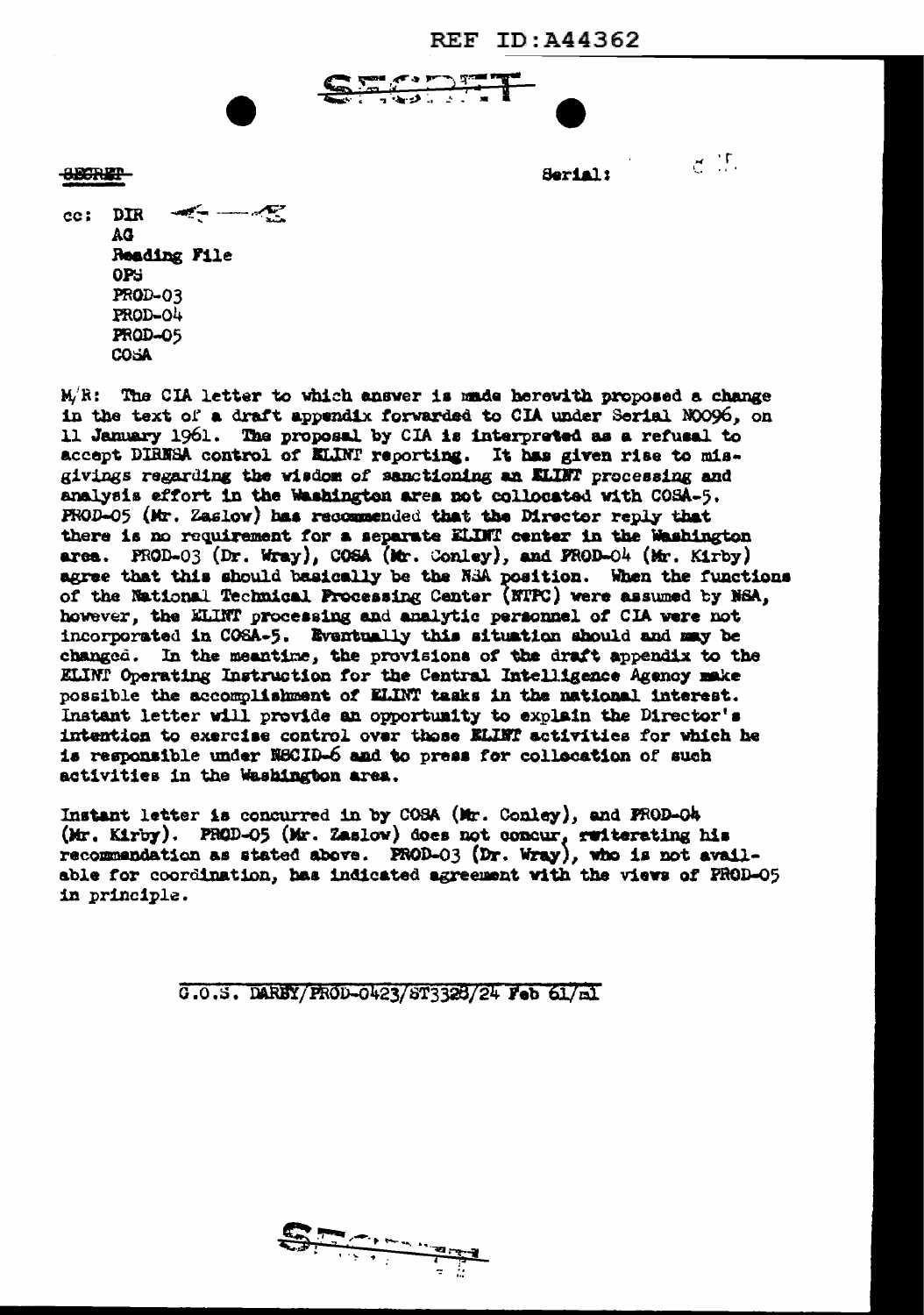REF ID:A44362

SECRET

~~SECRET~~ Serial:

cc: DIR
AG
Reading File
OPS
PROD-03
PROD-04
PROD-05
COSA

M/R: The CIA letter to which answer is made herewith proposed a change in the text of a draft appendix forwarded to CIA under Serial N0096, on 11 January 1961. The proposal by CIA is interpreted as a refusal to accept DIRNSA control of ELINT reporting. It has given rise to misgivings regarding the wisdom of sanctioning an ELINT processing and analysis effort in the Washington area not collocated with COSA-5. PROD-05 (Mr. Zaslow) has recommended that the Director reply that there is no requirement for a separate ELINT center in the Washington area. PROD-03 (Dr. Wray), COSA (Mr. Conley), and PROD-04 (Mr. Kirby) agree that this should basically be the NSA position. When the functions of the National Technical Processing Center (NTPC) were assumed by NSA, however, the ELINT processing and analytic personnel of CIA were not incorporated in COSA-5. Eventually this situation should and may be changed. In the meantime, the provisions of the draft appendix to the ELINT Operating Instruction for the Central Intelligence Agency make possible the accomplishment of ELINT tasks in the national interest. Instant letter will provide an opportunity to explain the Director's intention to exercise control over those ELINT activities for which he is responsible under NSCID-6 and to press for collocation of such activities in the Washington area.

Instant letter is concurred in by COSA (Mr. Conley), and PROD-04 (Mr. Kirby). PROD-05 (Mr. Zaslow) does not concur, reiterating his recommendation as stated above. PROD-03 (Dr. Wray), who is not available for coordination, has indicated agreement with the views of PROD-05 in principle.

G.O.S. DARBY/PROD-0423/ST3328/24 Feb 61/ml

SECRET